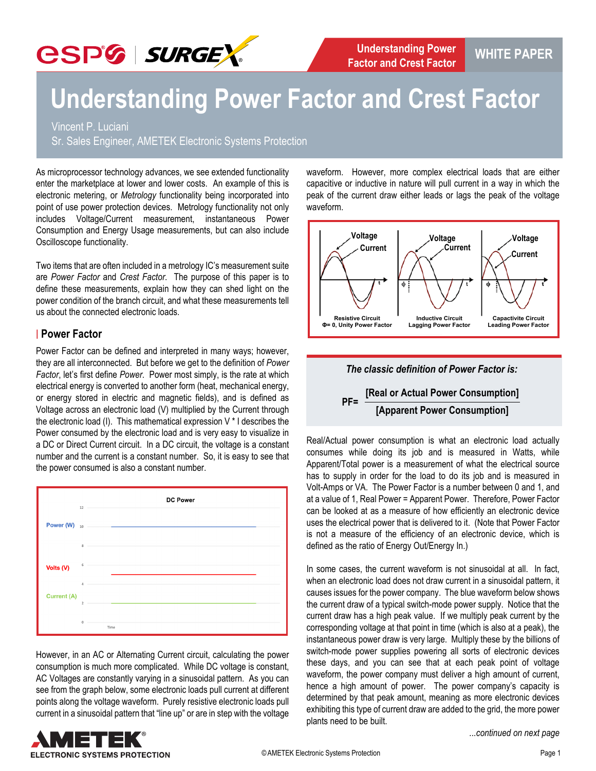# Understanding Power Factor and Crest Factor

Vincent P. Luciani
Sr. Sales Engineer, AMETEK Electronic Systems Protection

As microprocessor technology advances, we see extended functionality enter the marketplace at lower and lower costs. An example of this is electronic metering, or *Metrology* functionality being incorporated into point of use power protection devices. Metrology functionality not only includes Voltage/Current measurement, instantaneous Power Consumption and Energy Usage measurements, but can also include Oscilloscope functionality.

Two items that are often included in a metrology IC's measurement suite are *Power Factor* and *Crest Factor*. The purpose of this paper is to define these measurements, explain how they can shed light on the power condition of the branch circuit, and what these measurements tell us about the connected electronic loads.

## Power Factor

Power Factor can be defined and interpreted in many ways; however, they are all interconnected. But before we get to the definition of *Power Factor*, let's first define *Power*. Power most simply, is the rate at which electrical energy is converted to another form (heat, mechanical energy, or energy stored in electric and magnetic fields), and is defined as Voltage across an electronic load (V) multiplied by the Current through the electronic load (I). This mathematical expression V * I describes the Power consumed by the electronic load and is very easy to visualize in a DC or Direct Current circuit. In a DC circuit, the voltage is a constant number and the current is a constant number. So, it is easy to see that the power consumed is also a constant number.

However, in an AC or Alternating Current circuit, calculating the power consumption is much more complicated. While DC voltage is constant, AC Voltages are constantly varying in a sinusoidal pattern. As you can see from the graph below, some electronic loads pull current at different points along the voltage waveform. Purely resistive electronic loads pull current in a sinusoidal pattern that "line up" or are in step with the voltage waveform. However, more complex electrical loads that are either capacitive or inductive in nature will pull current in a way in which the peak of the current draw either leads or lags the peak of the voltage waveform.

Resistive Circuit
Φ= 0, Unity Power Factor

Inductive Circuit
Lagging Power Factor

Capacitive Circuit
Leading Power Factor

*The classic definition of Power Factor is:*

$$PF = \frac{\text{[Real or Actual Power Consumption]}}{\text{[Apparent Power Consumption]}}$$

Real/Actual power consumption is what an electronic load actually consumes while doing its job and is measured in Watts, while Apparent/Total power is a measurement of what the electrical source has to supply in order for the load to do its job and is measured in Volt-Amps or VA. The Power Factor is a number between 0 and 1, and at a value of 1, Real Power = Apparent Power. Therefore, Power Factor can be looked at as a measure of how efficiently an electronic device uses the electrical power that is delivered to it. (Note that Power Factor is not a measure of the efficiency of an electronic device, which is defined as the ratio of Energy Out/Energy In.)

In some cases, the current waveform is not sinusoidal at all. In fact, when an electronic load does not draw current in a sinusoidal pattern, it causes issues for the power company. The blue waveform below shows the current draw of a typical switch-mode power supply. Notice that the current draw has a high peak value. If we multiply peak current by the corresponding voltage at that point in time (which is also at a peak), the instantaneous power draw is very large. Multiply these by the billions of switch-mode power supplies powering all sorts of electronic devices these days, and you can see that at each peak point of voltage waveform, the power company must deliver a high amount of current, hence a high amount of power. The power company's capacity is determined by that peak amount, meaning as more electronic devices exhibiting this type of current draw are added to the grid, the more power plants need to be built.

*...continued on next page*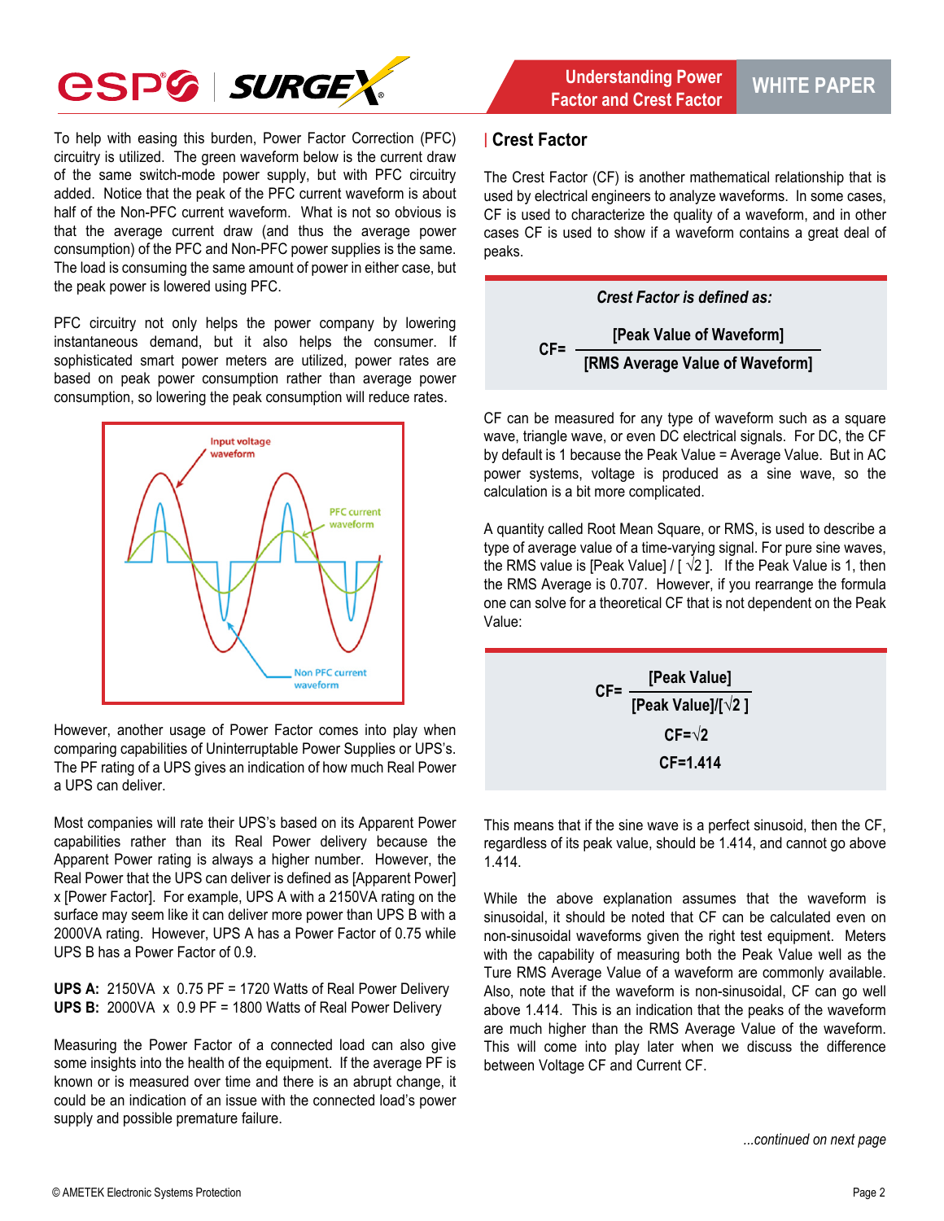To help with easing this burden, Power Factor Correction (PFC) circuitry is utilized. The green waveform below is the current draw of the same switch-mode power supply, but with PFC circuitry added. Notice that the peak of the PFC current waveform is about half of the Non-PFC current waveform. What is not so obvious is that the average current draw (and thus the average power consumption) of the PFC and Non-PFC power supplies is the same. The load is consuming the same amount of power in either case, but the peak power is lowered using PFC.

PFC circuitry not only helps the power company by lowering instantaneous demand, but it also helps the consumer. If sophisticated smart power meters are utilized, power rates are based on peak power consumption rather than average power consumption, so lowering the peak consumption will reduce rates.

However, another usage of Power Factor comes into play when comparing capabilities of Uninterruptable Power Supplies or UPS's. The PF rating of a UPS gives an indication of how much Real Power a UPS can deliver.

Most companies will rate their UPS's based on its Apparent Power capabilities rather than its Real Power delivery because the Apparent Power rating is always a higher number. However, the Real Power that the UPS can deliver is defined as [Apparent Power] x [Power Factor]. For example, UPS A with a 2150VA rating on the surface may seem like it can deliver more power than UPS B with a 2000VA rating. However, UPS A has a Power Factor of 0.75 while UPS B has a Power Factor of 0.9.

**UPS A:** 2150VA x 0.75 PF = 1720 Watts of Real Power Delivery
**UPS B:** 2000VA x 0.9 PF = 1800 Watts of Real Power Delivery

Measuring the Power Factor of a connected load can also give some insights into the health of the equipment. If the average PF is known or is measured over time and there is an abrupt change, it could be an indication of an issue with the connected load's power supply and possible premature failure.

## Crest Factor

The Crest Factor (CF) is another mathematical relationship that is used by electrical engineers to analyze waveforms. In some cases, CF is used to characterize the quality of a waveform, and in other cases CF is used to show if a waveform contains a great deal of peaks.

***Crest Factor is defined as:***

$$CF = \frac{\text{[Peak Value of Waveform]}}{\text{[RMS Average Value of Waveform]}}$$

CF can be measured for any type of waveform such as a square wave, triangle wave, or even DC electrical signals. For DC, the CF by default is 1 because the Peak Value = Average Value. But in AC power systems, voltage is produced as a sine wave, so the calculation is a bit more complicated.

A quantity called Root Mean Square, or RMS, is used to describe a type of average value of a time-varying signal. For pure sine waves, the RMS value is [Peak Value] / [ $\sqrt{2}$ ]. If the Peak Value is 1, then the RMS Average is 0.707. However, if you rearrange the formula one can solve for a theoretical CF that is not dependent on the Peak Value:

$$CF = \frac{\text{[Peak Value]}}{\text{[Peak Value]}/[\sqrt{2}\,]}$$

$$CF = \sqrt{2}$$

$$CF = 1.414$$

This means that if the sine wave is a perfect sinusoid, then the CF, regardless of its peak value, should be 1.414, and cannot go above 1.414.

While the above explanation assumes that the waveform is sinusoidal, it should be noted that CF can be calculated even on non-sinusoidal waveforms given the right test equipment. Meters with the capability of measuring both the Peak Value well as the Ture RMS Average Value of a waveform are commonly available. Also, note that if the waveform is non-sinusoidal, CF can go well above 1.414. This is an indication that the peaks of the waveform are much higher than the RMS Average Value of the waveform. This will come into play later when we discuss the difference between Voltage CF and Current CF.

*...continued on next page*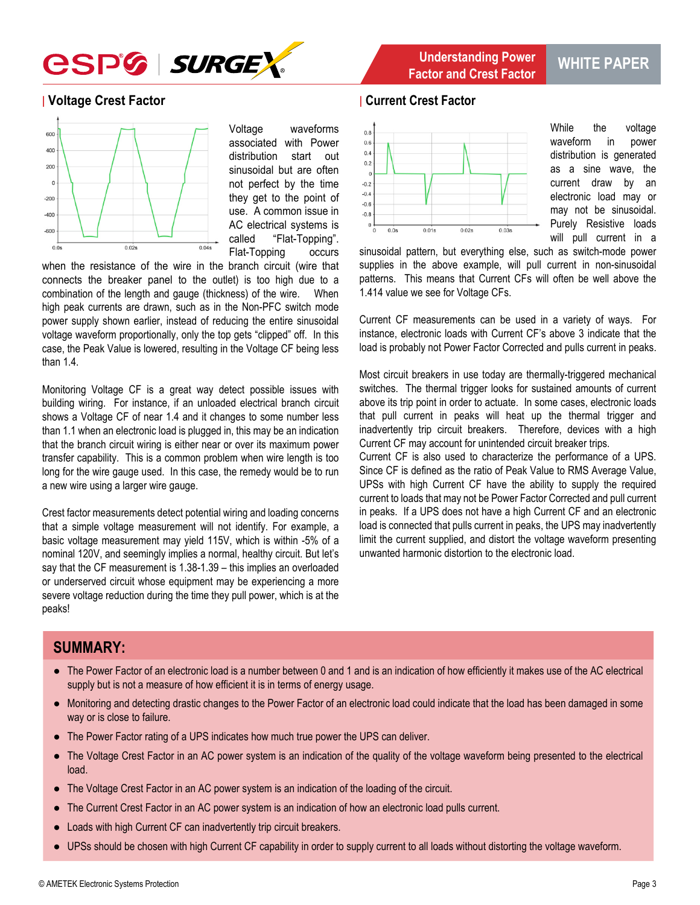## Voltage Crest Factor

600
400
200
0
-200
-400
-600
0.0s
0.02s
0.04s

Voltage waveforms associated with Power distribution start out sinusoidal but are often not perfect by the time they get to the point of use. A common issue in AC electrical systems is called "Flat-Topping". Flat-Topping occurs when the resistance of the wire in the branch circuit (wire that connects the breaker panel to the outlet) is too high due to a combination of the length and gauge (thickness) of the wire. When high peak currents are drawn, such as in the Non-PFC switch mode power supply shown earlier, instead of reducing the entire sinusoidal voltage waveform proportionally, only the top gets "clipped" off. In this case, the Peak Value is lowered, resulting in the Voltage CF being less than 1.4.

Monitoring Voltage CF is a great way detect possible issues with building wiring. For instance, if an unloaded electrical branch circuit shows a Voltage CF of near 1.4 and it changes to some number less than 1.1 when an electronic load is plugged in, this may be an indication that the branch circuit wiring is either near or over its maximum power transfer capability. This is a common problem when wire length is too long for the wire gauge used. In this case, the remedy would be to run a new wire using a larger wire gauge.

Crest factor measurements detect potential wiring and loading concerns that a simple voltage measurement will not identify. For example, a basic voltage measurement may yield 115V, which is within -5% of a nominal 120V, and seemingly implies a normal, healthy circuit. But let's say that the CF measurement is 1.38-1.39 – this implies an overloaded or underserved circuit whose equipment may be experiencing a more severe voltage reduction during the time they pull power, which is at the peaks!

## Current Crest Factor

0.8
0.6
0.4
0.2
0
-0.2
-0.4
-0.6
-0.8
0
0
0.0s
0.01s
0.02s
0.03s

While the voltage waveform in power distribution is generated as a sine wave, the current draw by an electronic load may or may not be sinusoidal. Purely Resistive loads will pull current in a sinusoidal pattern, but everything else, such as switch-mode power supplies in the above example, will pull current in non-sinusoidal patterns. This means that Current CFs will often be well above the 1.414 value we see for Voltage CFs.

Current CF measurements can be used in a variety of ways. For instance, electronic loads with Current CF's above 3 indicate that the load is probably not Power Factor Corrected and pulls current in peaks.

Most circuit breakers in use today are thermally-triggered mechanical switches. The thermal trigger looks for sustained amounts of current above its trip point in order to actuate. In some cases, electronic loads that pull current in peaks will heat up the thermal trigger and inadvertently trip circuit breakers. Therefore, devices with a high Current CF may account for unintended circuit breaker trips.
Current CF is also used to characterize the performance of a UPS. Since CF is defined as the ratio of Peak Value to RMS Average Value, UPSs with high Current CF have the ability to supply the required current to loads that may not be Power Factor Corrected and pull current in peaks. If a UPS does not have a high Current CF and an electronic load is connected that pulls current in peaks, the UPS may inadvertently limit the current supplied, and distort the voltage waveform presenting unwanted harmonic distortion to the electronic load.

## SUMMARY:

- The Power Factor of an electronic load is a number between 0 and 1 and is an indication of how efficiently it makes use of the AC electrical supply but is not a measure of how efficient it is in terms of energy usage.
- Monitoring and detecting drastic changes to the Power Factor of an electronic load could indicate that the load has been damaged in some way or is close to failure.
- The Power Factor rating of a UPS indicates how much true power the UPS can deliver.
- The Voltage Crest Factor in an AC power system is an indication of the quality of the voltage waveform being presented to the electrical load.
- The Voltage Crest Factor in an AC power system is an indication of the loading of the circuit.
- The Current Crest Factor in an AC power system is an indication of how an electronic load pulls current.
- Loads with high Current CF can inadvertently trip circuit breakers.
- UPSs should be chosen with high Current CF capability in order to supply current to all loads without distorting the voltage waveform.

© AMETEK Electronic Systems Protection